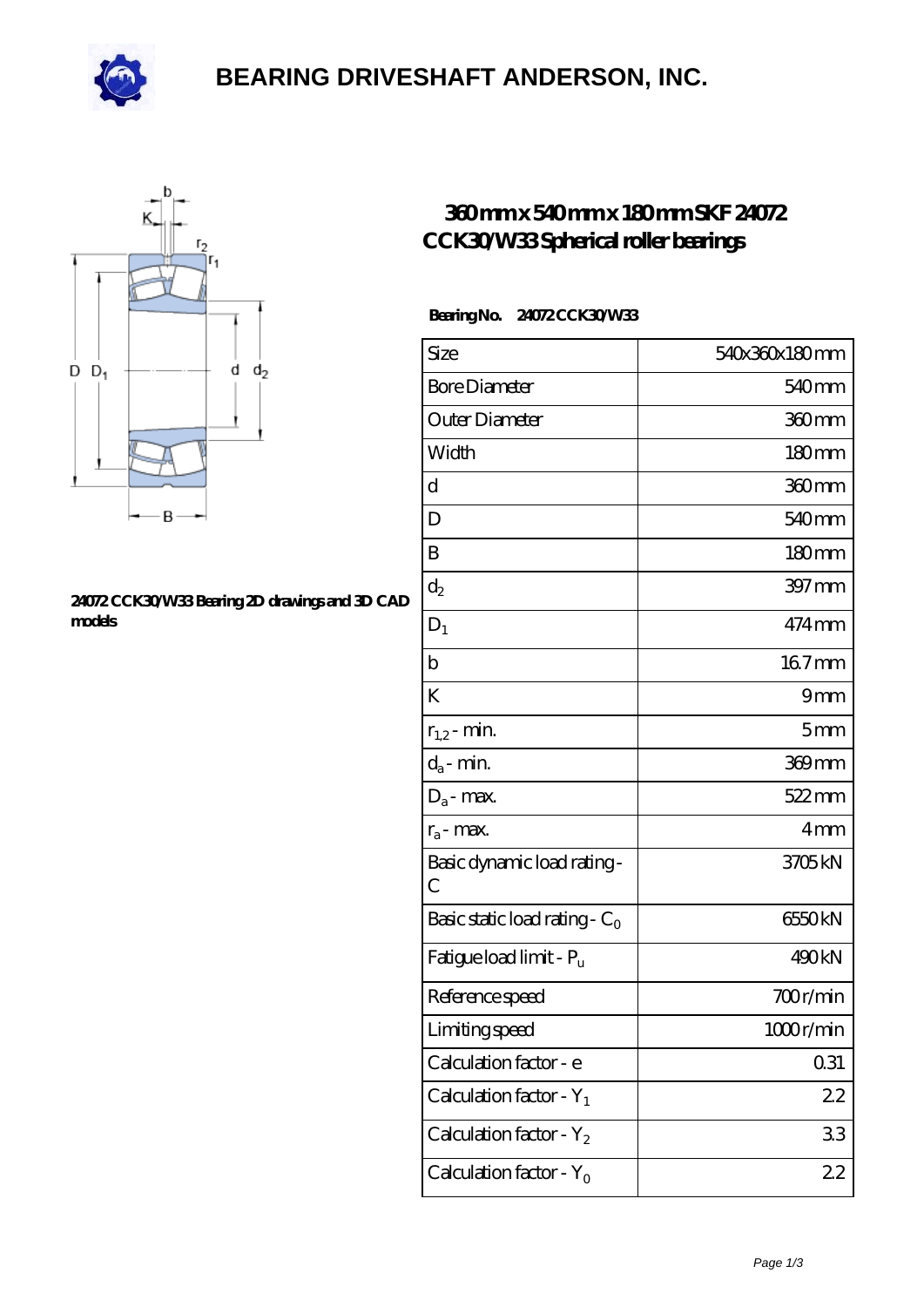# BEARING DRIVESHAFT ANDERSON, INC.

## 360 mm x 540 mm x 180 mm SKF 24072 CCK30/W33 Spherical roller bearings

**24072 CCK30/W33 Bearing 2D drawings and 3D CAD models**

**Bearing No.** 24072 CCK30/W33

| Size | 540x360x180 mm |
|---|---|
| Bore Diameter | 540 mm |
| Outer Diameter | 360 mm |
| Width | 180 mm |
| d | 360 mm |
| D | 540 mm |
| B | 180 mm |
| $d_2$ | 397 mm |
| $D_1$ | 474 mm |
| b | 16.7 mm |
| K | 9 mm |
| $r_{1,2}$ - min. | 5 mm |
| $d_a$ - min. | 369 mm |
| $D_a$ - max. | 522 mm |
| $r_a$ - max. | 4 mm |
| Basic dynamic load rating - C | 3705 kN |
| Basic static load rating - $C_0$ | 6550 kN |
| Fatigue load limit - $P_u$ | 490 kN |
| Reference speed | 700 r/min |
| Limiting speed | 1000 r/min |
| Calculation factor - e | 0.31 |
| Calculation factor - $Y_1$ | 2.2 |
| Calculation factor - $Y_2$ | 3.3 |
| Calculation factor - $Y_0$ | 2.2 |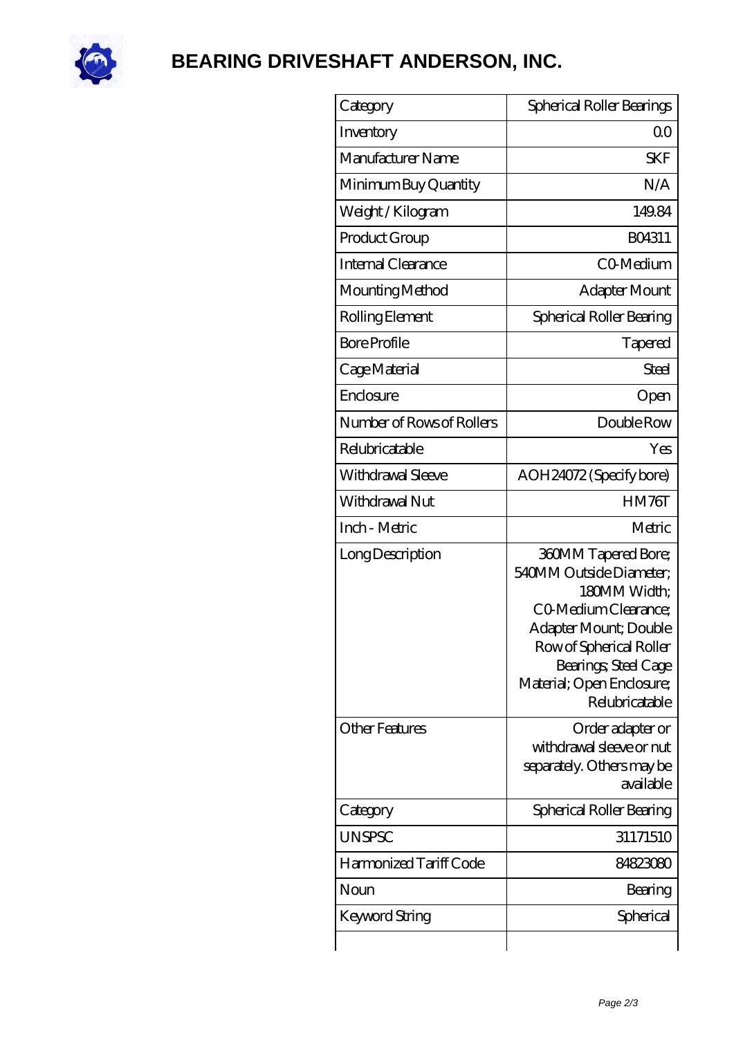# BEARING DRIVESHAFT ANDERSON, INC.

| Category | Spherical Roller Bearings |
| --- | --- |
| Inventory | 0.0 |
| Manufacturer Name | SKF |
| Minimum Buy Quantity | N/A |
| Weight / Kilogram | 149.84 |
| Product Group | B04311 |
| Internal Clearance | C0-Medium |
| Mounting Method | Adapter Mount |
| Rolling Element | Spherical Roller Bearing |
| Bore Profile | Tapered |
| Cage Material | Steel |
| Enclosure | Open |
| Number of Rows of Rollers | Double Row |
| Relubricatable | Yes |
| Withdrawal Sleeve | AOH24072 (Specify bore) |
| Withdrawal Nut | HM76T |
| Inch - Metric | Metric |
| Long Description | 360MM Tapered Bore; 540MM Outside Diameter; 180MM Width; C0-Medium Clearance; Adapter Mount; Double Row of Spherical Roller Bearings; Steel Cage Material; Open Enclosure; Relubricatable |
| Other Features | Order adapter or withdrawal sleeve or nut separately. Others may be available |
| Category | Spherical Roller Bearing |
| UNSPSC | 31171510 |
| Harmonized Tariff Code | 84823080 |
| Noun | Bearing |
| Keyword String | Spherical |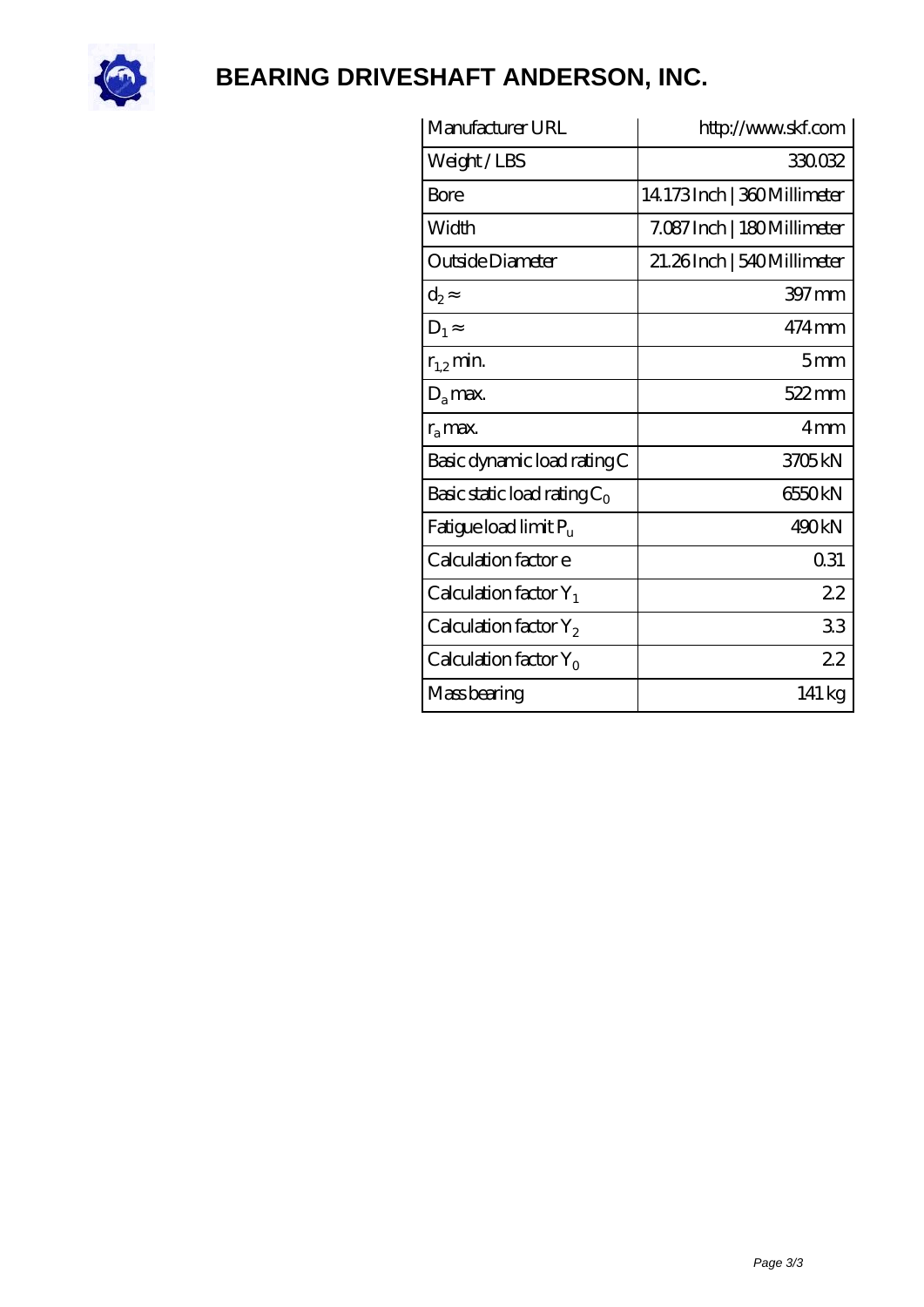# BEARING DRIVESHAFT ANDERSON, INC.

| | |
|---|---|
| Manufacturer URL | http://www.skf.com |
| Weight / LBS | 330.032 |
| Bore | 14.173 Inch \| 360 Millimeter |
| Width | 7.087 Inch \| 180 Millimeter |
| Outside Diameter | 21.26 Inch \| 540 Millimeter |
| $d_2 \approx$ | 397 mm |
| $D_1 \approx$ | 474 mm |
| $r_{1,2}$ min. | 5 mm |
| $D_a$ max. | 522 mm |
| $r_a$ max. | 4 mm |
| Basic dynamic load rating C | 3705 kN |
| Basic static load rating $C_0$ | 6550 kN |
| Fatigue load limit $P_u$ | 490 kN |
| Calculation factor e | 0.31 |
| Calculation factor $Y_1$ | 2.2 |
| Calculation factor $Y_2$ | 3.3 |
| Calculation factor $Y_0$ | 2.2 |
| Mass bearing | 141 kg |